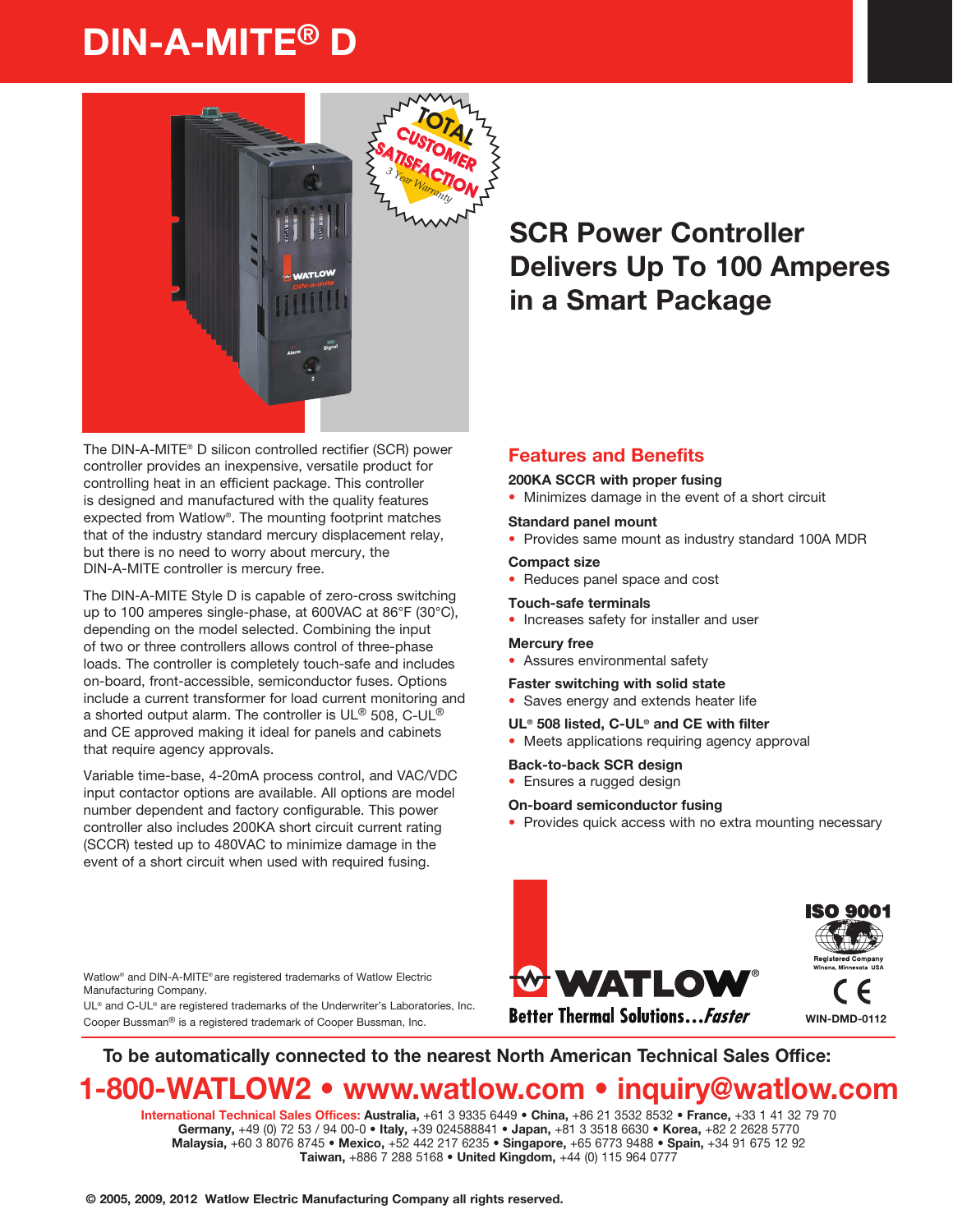# DIN-A-MITE® D

## SCR Power Controller Delivers Up To 100 Amperes in a Smart Package

The DIN-A-MITE® D silicon controlled rectifier (SCR) power controller provides an inexpensive, versatile product for controlling heat in an efficient package. This controller is designed and manufactured with the quality features expected from Watlow®. The mounting footprint matches that of the industry standard mercury displacement relay, but there is no need to worry about mercury, the DIN-A-MITE controller is mercury free.

The DIN-A-MITE Style D is capable of zero-cross switching up to 100 amperes single-phase, at 600VAC at 86°F (30°C), depending on the model selected. Combining the input of two or three controllers allows control of three-phase loads. The controller is completely touch-safe and includes on-board, front-accessible, semiconductor fuses. Options include a current transformer for load current monitoring and a shorted output alarm. The controller is UL® 508, C-UL® and CE approved making it ideal for panels and cabinets that require agency approvals.

Variable time-base, 4-20mA process control, and VAC/VDC input contactor options are available. All options are model number dependent and factory configurable. This power controller also includes 200KA short circuit current rating (SCCR) tested up to 480VAC to minimize damage in the event of a short circuit when used with required fusing.

## Features and Benefits

**200KA SCCR with proper fusing**
- Minimizes damage in the event of a short circuit

**Standard panel mount**
- Provides same mount as industry standard 100A MDR

**Compact size**
- Reduces panel space and cost

**Touch-safe terminals**
- Increases safety for installer and user

**Mercury free**
- Assures environmental safety

**Faster switching with solid state**
- Saves energy and extends heater life

**UL® 508 listed, C-UL® and CE with filter**
- Meets applications requiring agency approval

**Back-to-back SCR design**
- Ensures a rugged design

**On-board semiconductor fusing**
- Provides quick access with no extra mounting necessary

Watlow® and DIN-A-MITE® are registered trademarks of Watlow Electric Manufacturing Company.
UL® and C-UL® are registered trademarks of the Underwriter's Laboratories, Inc.
Cooper Bussman® is a registered trademark of Cooper Bussman, Inc.

WATLOW® Better Thermal Solutions...Faster

ISO 9001 Registered Company Winona, Minnesota USA

WIN-DMD-0112

**To be automatically connected to the nearest North American Technical Sales Office:**

**1-800-WATLOW2 • www.watlow.com • inquiry@watlow.com**

**International Technical Sales Offices:** **Australia,** +61 3 9335 6449 • **China,** +86 21 3532 8532 • **France,** +33 1 41 32 79 70 **Germany,** +49 (0) 72 53 / 94 00-0 • **Italy,** +39 024588841 • **Japan,** +81 3 3518 6630 • **Korea,** +82 2 2628 5770 **Malaysia,** +60 3 8076 8745 • **Mexico,** +52 442 217 6235 • **Singapore,** +65 6773 9488 • **Spain,** +34 91 675 12 92 **Taiwan,** +886 7 288 5168 • **United Kingdom,** +44 (0) 115 964 0777

© 2005, 2009, 2012 Watlow Electric Manufacturing Company all rights reserved.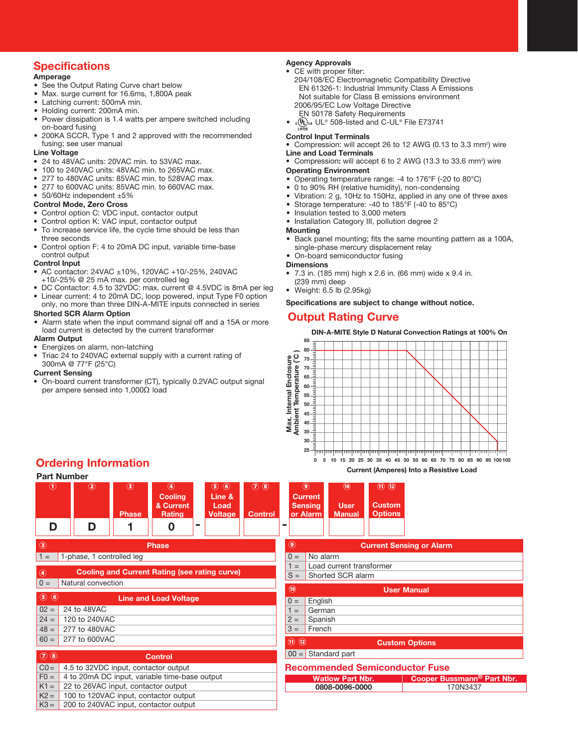## Specifications

**Amperage**

- See the Output Rating Curve chart below
- Max. surge current for 16.6ms, 1,800A peak
- Latching current: 500mA min.
- Holding current: 200mA min.
- Power dissipation is 1.4 watts per ampere switched including on-board fusing
- 200KA SCCR, Type 1 and 2 approved with the recommended fusing; see user manual

**Line Voltage**

- 24 to 48VAC units: 20VAC min. to 53VAC max.
- 100 to 240VAC units: 48VAC min. to 265VAC max.
- 277 to 480VAC units: 85VAC min. to 528VAC max.
- 277 to 600VAC units: 85VAC min. to 660VAC max.
- 50/60Hz independent ±5%

**Control Mode, Zero Cross**

- Control option C: VDC input, contactor output
- Control option K: VAC input, contactor output
- To increase service life, the cycle time should be less than three seconds
- Control option F: 4 to 20mA DC input, variable time-base control output

**Control Input**

- AC contactor: 24VAC ±10%, 120VAC +10/-25%, 240VAC +10/-25% @ 25 mA max. per controlled leg
- DC Contactor: 4.5 to 32VDC: max. current @ 4.5VDC is 8mA per leg
- Linear current: 4 to 20mA DC, loop powered, input Type F0 option only, no more than three DIN-A-MITE inputs connected in series

**Shorted SCR Alarm Option**

- Alarm state when the input command signal off and a 15A or more load current is detected by the current transformer

**Alarm Output**

- Energizes on alarm, non-latching
- Triac 24 to 240VAC external supply with a current rating of 300mA @ 77°F (25°C)

**Current Sensing**

- On-board current transformer (CT), typically 0.2VAC output signal per ampere sensed into 1,000Ω load

**Agency Approvals**

- CE with proper filter:
  - 204/108/EC Electromagnetic Compatibility Directive
    - EN 61326-1: Industrial Immunity Class A Emissions
    - Not suitable for Class B emissions environment
  - 2006/95/EC Low Voltage Directive
    - EN 50178 Safety Requirements
- c UL us LISTED UL® 508-listed and C-UL® File E73741

**Control Input Terminals**

- Compression: will accept 26 to 12 AWG (0.13 to 3.3 mm²) wire

**Line and Load Terminals**

- Compression: will accept 6 to 2 AWG (13.3 to 33.6 mm²) wire

**Operating Environment**

- Operating temperature range: -4 to 176°F (-20 to 80°C)
- 0 to 90% RH (relative humidity), non-condensing
- Vibration: 2 g, 10Hz to 150Hz, applied in any one of three axes
- Storage temperature: -40 to 185°F (-40 to 85°C)
- Insulation tested to 3,000 meters
- Installation Category III, pollution degree 2

**Mounting**

- Back panel mounting; fits the same mounting pattern as a 100A, single-phase mercury displacement relay
- On-board semiconductor fusing

**Dimensions**

- 7.3 in. (185 mm) high x 2.6 in. (66 mm) wide x 9.4 in. (239 mm) deep
- Weight: 6.5 lb (2.95kg)

**Specifications are subject to change without notice.**

## Output Rating Curve

DIN-A-MITE Style D Natural Convection Ratings at 100% On

Max. Internal Enclosure Ambient Temperature (°C)

85, 80, 75, 70, 65, 60, 55, 50, 45, 40, 35, 30, 25

0, 5, 10, 15, 20, 25, 30, 35, 40, 45, 50, 55, 60, 65, 70, 75, 80, 85, 90, 95, 100, 105

Current (Amperes) Into a Resistive Load

## Ordering Information

**Part Number**

| ① | ② | ③ Phase | ④ Cooling & Current Rating | | ⑤ ⑥ Line & Load Voltage | ⑦ ⑧ Control | | ⑨ Current Sensing or Alarm | ⑩ User Manual | ⑪ ⑫ Custom Options |
|---|---|---|---|---|---|---|---|---|---|---|
| D | D | 1 | 0 | - | | | - | | | |

| ③ | Phase |
|---|---|
| 1 = | 1-phase, 1 controlled leg |

| ④ | Cooling and Current Rating (see rating curve) |
|---|---|
| 0 = | Natural convection |

| ⑤ ⑥ | Line and Load Voltage |
|---|---|
| 02 = | 24 to 48VAC |
| 24 = | 120 to 240VAC |
| 48 = | 277 to 480VAC |
| 60 = | 277 to 600VAC |

| ⑦ ⑧ | Control |
|---|---|
| C0 = | 4.5 to 32VDC input, contactor output |
| F0 = | 4 to 20mA DC input, variable time-base output |
| K1 = | 22 to 26VAC input, contactor output |
| K2 = | 100 to 120VAC input, contactor output |
| K3 = | 200 to 240VAC input, contactor output |

| ⑨ | Current Sensing or Alarm |
|---|---|
| 0 = | No alarm |
| 1 = | Load current transformer |
| S = | Shorted SCR alarm |

| ⑩ | User Manual |
|---|---|
| 0 = | English |
| 1 = | German |
| 2 = | Spanish |
| 3 = | French |

| ⑪ ⑫ | Custom Options |
|---|---|
| 00 = | Standard part |

## Recommended Semiconductor Fuse

| Watlow Part Nbr. | Cooper Bussmann® Part Nbr. |
|---|---|
| 0808-0096-0000 | 170N3437 |